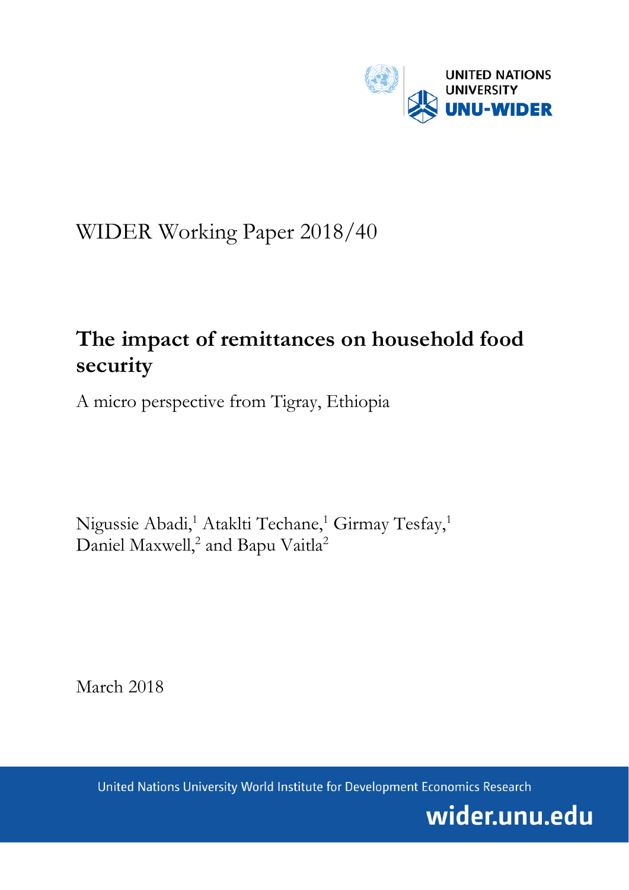UNITED NATIONS UNIVERSITY
UNU-WIDER

WIDER Working Paper 2018/40

# The impact of remittances on household food security

A micro perspective from Tigray, Ethiopia

Nigussie Abadi,[1] Atakl ti Techane,[1] Girmay Tesfay,[1] Daniel Maxwell,[2] and Bapu Vaitla[2]

March 2018

United Nations University World Institute for Development Economics Research

wider.unu.edu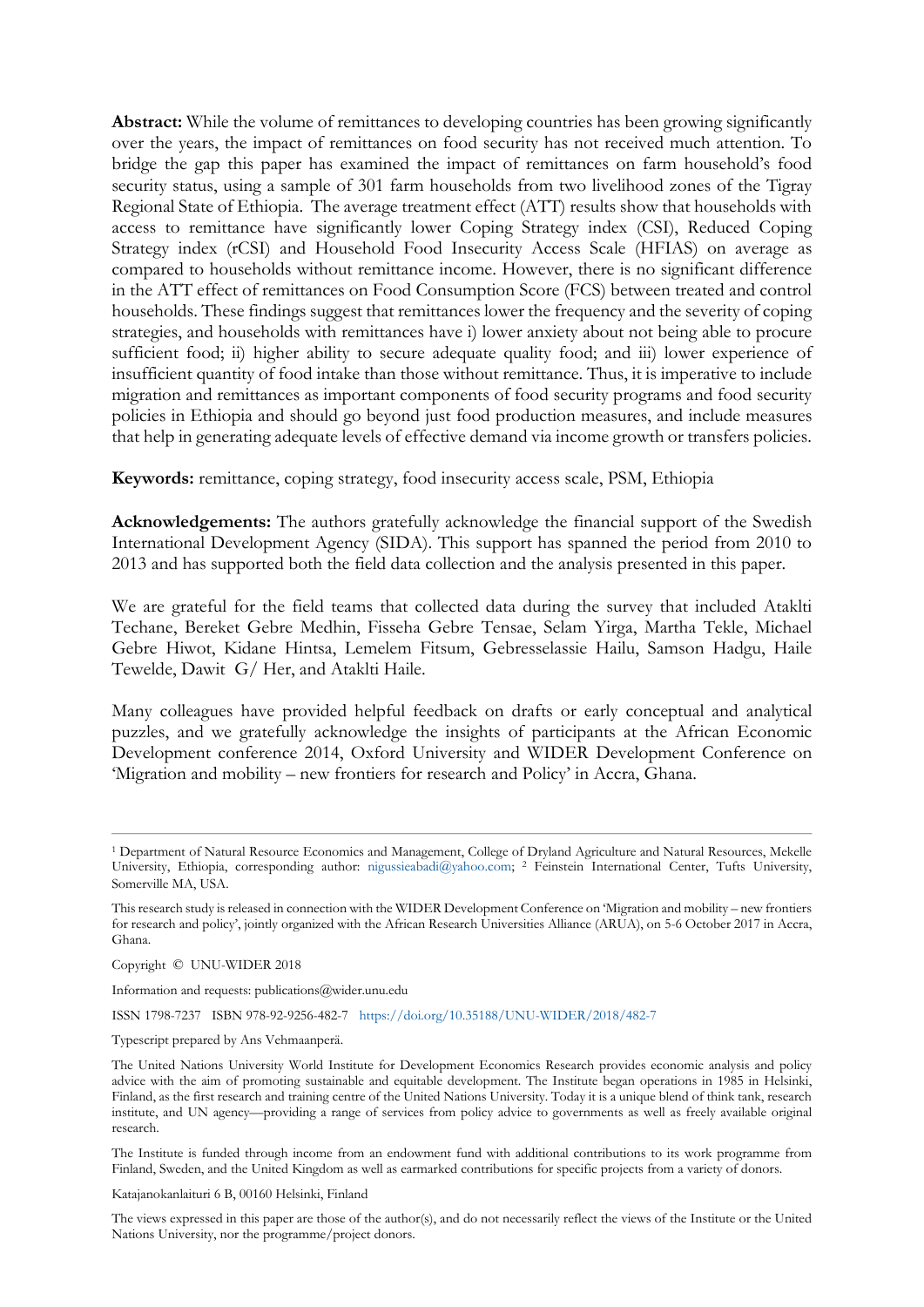**Abstract:** While the volume of remittances to developing countries has been growing significantly over the years, the impact of remittances on food security has not received much attention. To bridge the gap this paper has examined the impact of remittances on farm household's food security status, using a sample of 301 farm households from two livelihood zones of the Tigray Regional State of Ethiopia. The average treatment effect (ATT) results show that households with access to remittance have significantly lower Coping Strategy index (CSI), Reduced Coping Strategy index (rCSI) and Household Food Insecurity Access Scale (HFIAS) on average as compared to households without remittance income. However, there is no significant difference in the ATT effect of remittances on Food Consumption Score (FCS) between treated and control households. These findings suggest that remittances lower the frequency and the severity of coping strategies, and households with remittances have i) lower anxiety about not being able to procure sufficient food; ii) higher ability to secure adequate quality food; and iii) lower experience of insufficient quantity of food intake than those without remittance. Thus, it is imperative to include migration and remittances as important components of food security programs and food security policies in Ethiopia and should go beyond just food production measures, and include measures that help in generating adequate levels of effective demand via income growth or transfers policies.

**Keywords:** remittance, coping strategy, food insecurity access scale, PSM, Ethiopia

**Acknowledgements:** The authors gratefully acknowledge the financial support of the Swedish International Development Agency (SIDA). This support has spanned the period from 2010 to 2013 and has supported both the field data collection and the analysis presented in this paper.

We are grateful for the field teams that collected data during the survey that included Ataklti Techane, Bereket Gebre Medhin, Fisseha Gebre Tensae, Selam Yirga, Martha Tekle, Michael Gebre Hiwot, Kidane Hintsa, Lemelem Fitsum, Gebresselassie Hailu, Samson Hadgu, Haile Tewelde, Dawit G/ Her, and Ataklti Haile.

Many colleagues have provided helpful feedback on drafts or early conceptual and analytical puzzles, and we gratefully acknowledge the insights of participants at the African Economic Development conference 2014, Oxford University and WIDER Development Conference on 'Migration and mobility – new frontiers for research and Policy' in Accra, Ghana.

---

[1] Department of Natural Resource Economics and Management, College of Dryland Agriculture and Natural Resources, Mekelle University, Ethiopia, corresponding author: nigussieabadi@yahoo.com; [2] Feinstein International Center, Tufts University, Somerville MA, USA.

This research study is released in connection with the WIDER Development Conference on 'Migration and mobility – new frontiers for research and policy', jointly organized with the African Research Universities Alliance (ARUA), on 5-6 October 2017 in Accra, Ghana.

Copyright © UNU-WIDER 2018

Information and requests: publications@wider.unu.edu

ISSN 1798-7237 ISBN 978-92-9256-482-7 https://doi.org/10.35188/UNU-WIDER/2018/482-7

Typescript prepared by Ans Vehmaanperä.

The United Nations University World Institute for Development Economics Research provides economic analysis and policy advice with the aim of promoting sustainable and equitable development. The Institute began operations in 1985 in Helsinki, Finland, as the first research and training centre of the United Nations University. Today it is a unique blend of think tank, research institute, and UN agency—providing a range of services from policy advice to governments as well as freely available original research.

The Institute is funded through income from an endowment fund with additional contributions to its work programme from Finland, Sweden, and the United Kingdom as well as earmarked contributions for specific projects from a variety of donors.

Katajanokanlaituri 6 B, 00160 Helsinki, Finland

The views expressed in this paper are those of the author(s), and do not necessarily reflect the views of the Institute or the United Nations University, nor the programme/project donors.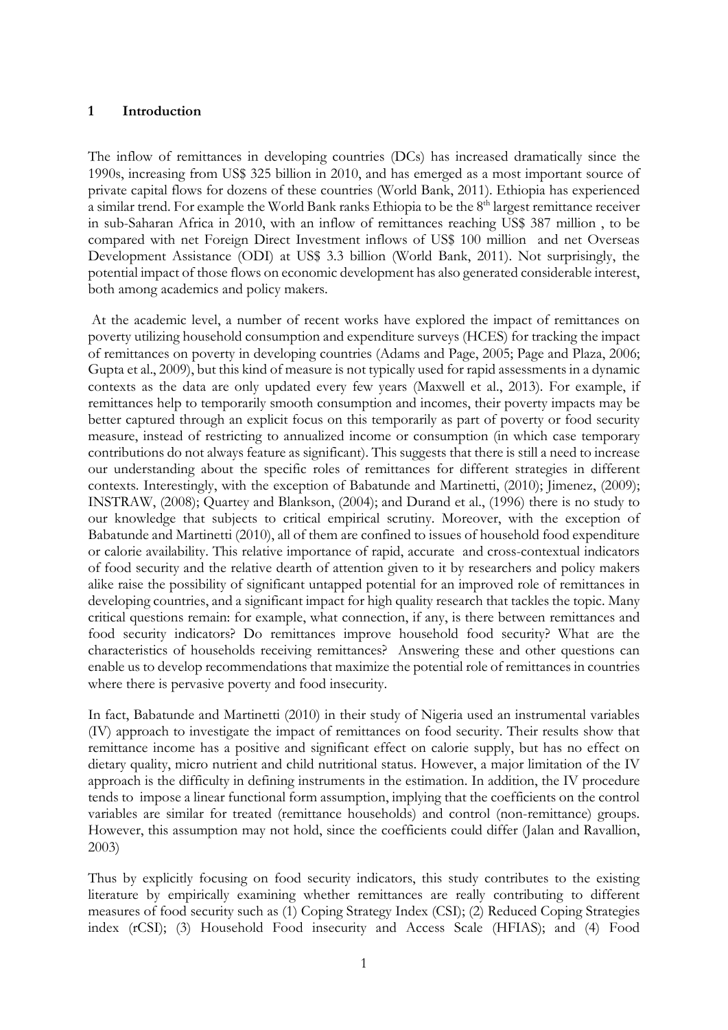## 1 Introduction

The inflow of remittances in developing countries (DCs) has increased dramatically since the 1990s, increasing from US$ 325 billion in 2010, and has emerged as a most important source of private capital flows for dozens of these countries (World Bank, 2011). Ethiopia has experienced a similar trend. For example the World Bank ranks Ethiopia to be the 8th largest remittance receiver in sub-Saharan Africa in 2010, with an inflow of remittances reaching US$ 387 million , to be compared with net Foreign Direct Investment inflows of US$ 100 million and net Overseas Development Assistance (ODI) at US$ 3.3 billion (World Bank, 2011). Not surprisingly, the potential impact of those flows on economic development has also generated considerable interest, both among academics and policy makers.

At the academic level, a number of recent works have explored the impact of remittances on poverty utilizing household consumption and expenditure surveys (HCES) for tracking the impact of remittances on poverty in developing countries (Adams and Page, 2005; Page and Plaza, 2006; Gupta et al., 2009), but this kind of measure is not typically used for rapid assessments in a dynamic contexts as the data are only updated every few years (Maxwell et al., 2013). For example, if remittances help to temporarily smooth consumption and incomes, their poverty impacts may be better captured through an explicit focus on this temporarily as part of poverty or food security measure, instead of restricting to annualized income or consumption (in which case temporary contributions do not always feature as significant). This suggests that there is still a need to increase our understanding about the specific roles of remittances for different strategies in different contexts. Interestingly, with the exception of Babatunde and Martinetti, (2010); Jimenez, (2009); INSTRAW, (2008); Quartey and Blankson, (2004); and Durand et al., (1996) there is no study to our knowledge that subjects to critical empirical scrutiny. Moreover, with the exception of Babatunde and Martinetti (2010), all of them are confined to issues of household food expenditure or calorie availability. This relative importance of rapid, accurate and cross-contextual indicators of food security and the relative dearth of attention given to it by researchers and policy makers alike raise the possibility of significant untapped potential for an improved role of remittances in developing countries, and a significant impact for high quality research that tackles the topic. Many critical questions remain: for example, what connection, if any, is there between remittances and food security indicators? Do remittances improve household food security? What are the characteristics of households receiving remittances? Answering these and other questions can enable us to develop recommendations that maximize the potential role of remittances in countries where there is pervasive poverty and food insecurity.

In fact, Babatunde and Martinetti (2010) in their study of Nigeria used an instrumental variables (IV) approach to investigate the impact of remittances on food security. Their results show that remittance income has a positive and significant effect on calorie supply, but has no effect on dietary quality, micro nutrient and child nutritional status. However, a major limitation of the IV approach is the difficulty in defining instruments in the estimation. In addition, the IV procedure tends to impose a linear functional form assumption, implying that the coefficients on the control variables are similar for treated (remittance households) and control (non-remittance) groups. However, this assumption may not hold, since the coefficients could differ (Jalan and Ravallion, 2003)

Thus by explicitly focusing on food security indicators, this study contributes to the existing literature by empirically examining whether remittances are really contributing to different measures of food security such as (1) Coping Strategy Index (CSI); (2) Reduced Coping Strategies index (rCSI); (3) Household Food insecurity and Access Scale (HFIAS); and (4) Food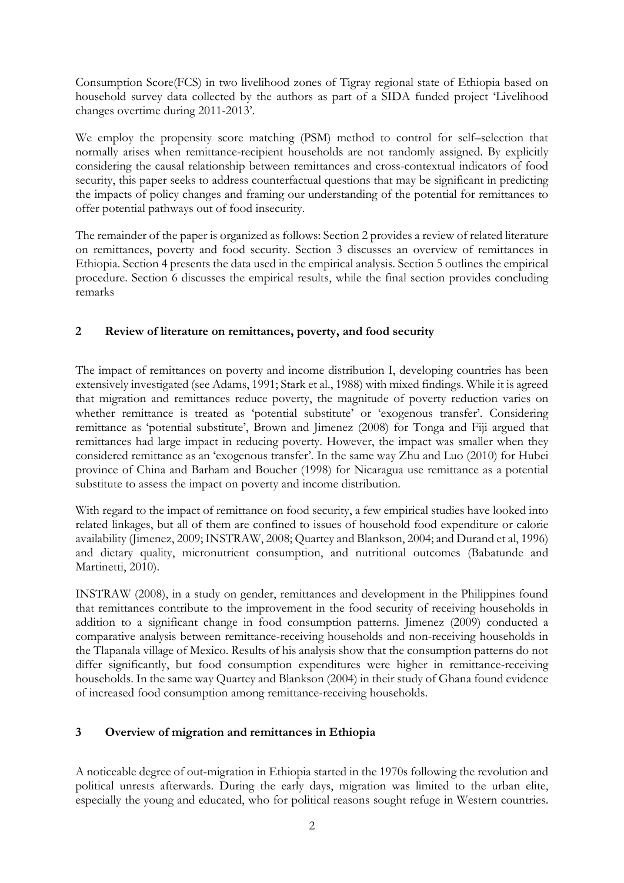Consumption Score(FCS) in two livelihood zones of Tigray regional state of Ethiopia based on household survey data collected by the authors as part of a SIDA funded project 'Livelihood changes overtime during 2011-2013'.

We employ the propensity score matching (PSM) method to control for self–selection that normally arises when remittance-recipient households are not randomly assigned. By explicitly considering the causal relationship between remittances and cross-contextual indicators of food security, this paper seeks to address counterfactual questions that may be significant in predicting the impacts of policy changes and framing our understanding of the potential for remittances to offer potential pathways out of food insecurity.

The remainder of the paper is organized as follows: Section 2 provides a review of related literature on remittances, poverty and food security. Section 3 discusses an overview of remittances in Ethiopia. Section 4 presents the data used in the empirical analysis. Section 5 outlines the empirical procedure. Section 6 discusses the empirical results, while the final section provides concluding remarks

## 2 Review of literature on remittances, poverty, and food security

The impact of remittances on poverty and income distribution I, developing countries has been extensively investigated (see Adams, 1991; Stark et al., 1988) with mixed findings. While it is agreed that migration and remittances reduce poverty, the magnitude of poverty reduction varies on whether remittance is treated as 'potential substitute' or 'exogenous transfer'. Considering remittance as 'potential substitute', Brown and Jimenez (2008) for Tonga and Fiji argued that remittances had large impact in reducing poverty. However, the impact was smaller when they considered remittance as an 'exogenous transfer'. In the same way Zhu and Luo (2010) for Hubei province of China and Barham and Boucher (1998) for Nicaragua use remittance as a potential substitute to assess the impact on poverty and income distribution.

With regard to the impact of remittance on food security, a few empirical studies have looked into related linkages, but all of them are confined to issues of household food expenditure or calorie availability (Jimenez, 2009; INSTRAW, 2008; Quartey and Blankson, 2004; and Durand et al, 1996) and dietary quality, micronutrient consumption, and nutritional outcomes (Babatunde and Martinetti, 2010).

INSTRAW (2008), in a study on gender, remittances and development in the Philippines found that remittances contribute to the improvement in the food security of receiving households in addition to a significant change in food consumption patterns. Jimenez (2009) conducted a comparative analysis between remittance-receiving households and non-receiving households in the Tlapanala village of Mexico. Results of his analysis show that the consumption patterns do not differ significantly, but food consumption expenditures were higher in remittance-receiving households. In the same way Quartey and Blankson (2004) in their study of Ghana found evidence of increased food consumption among remittance-receiving households.

## 3 Overview of migration and remittances in Ethiopia

A noticeable degree of out-migration in Ethiopia started in the 1970s following the revolution and political unrests afterwards. During the early days, migration was limited to the urban elite, especially the young and educated, who for political reasons sought refuge in Western countries.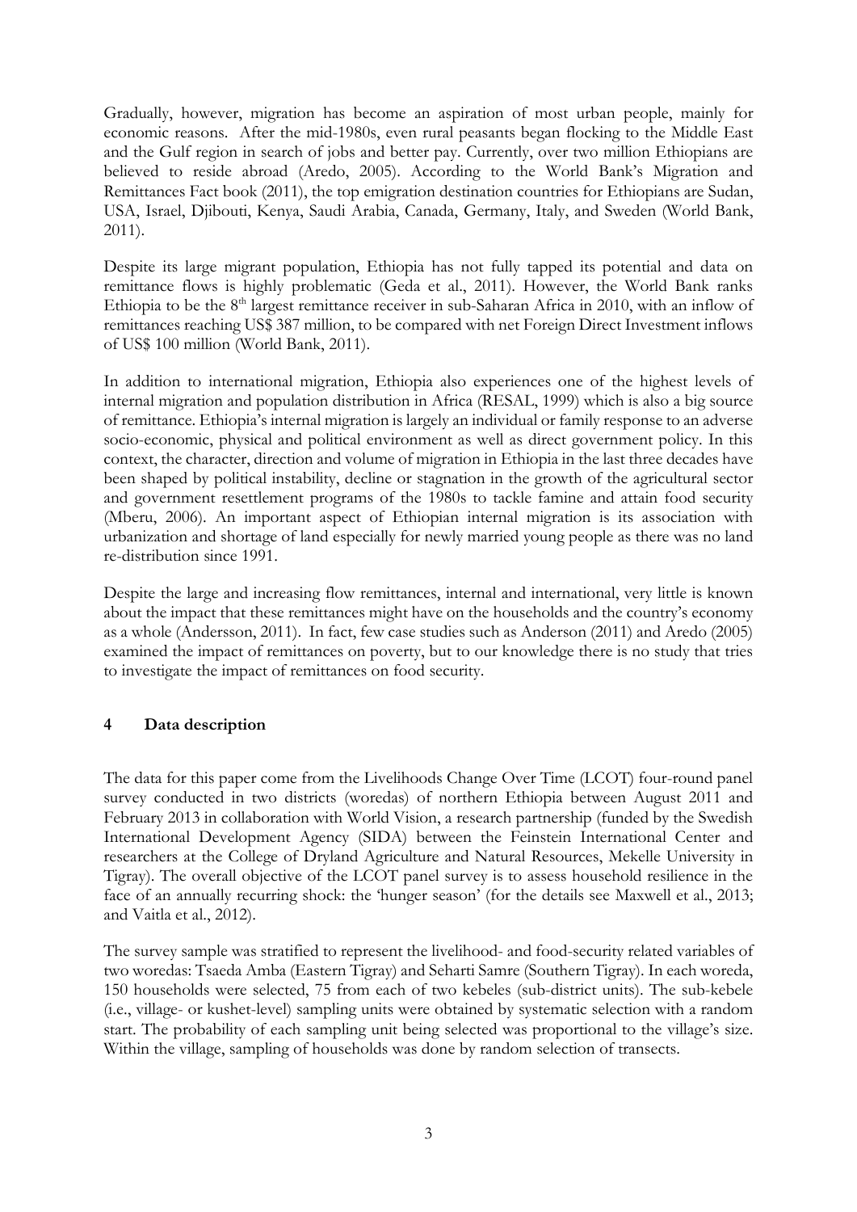Gradually, however, migration has become an aspiration of most urban people, mainly for economic reasons. After the mid-1980s, even rural peasants began flocking to the Middle East and the Gulf region in search of jobs and better pay. Currently, over two million Ethiopians are believed to reside abroad (Aredo, 2005). According to the World Bank's Migration and Remittances Fact book (2011), the top emigration destination countries for Ethiopians are Sudan, USA, Israel, Djibouti, Kenya, Saudi Arabia, Canada, Germany, Italy, and Sweden (World Bank, 2011).

Despite its large migrant population, Ethiopia has not fully tapped its potential and data on remittance flows is highly problematic (Geda et al., 2011). However, the World Bank ranks Ethiopia to be the 8th largest remittance receiver in sub-Saharan Africa in 2010, with an inflow of remittances reaching US$ 387 million, to be compared with net Foreign Direct Investment inflows of US$ 100 million (World Bank, 2011).

In addition to international migration, Ethiopia also experiences one of the highest levels of internal migration and population distribution in Africa (RESAL, 1999) which is also a big source of remittance. Ethiopia's internal migration is largely an individual or family response to an adverse socio-economic, physical and political environment as well as direct government policy. In this context, the character, direction and volume of migration in Ethiopia in the last three decades have been shaped by political instability, decline or stagnation in the growth of the agricultural sector and government resettlement programs of the 1980s to tackle famine and attain food security (Mberu, 2006). An important aspect of Ethiopian internal migration is its association with urbanization and shortage of land especially for newly married young people as there was no land re-distribution since 1991.

Despite the large and increasing flow remittances, internal and international, very little is known about the impact that these remittances might have on the households and the country's economy as a whole (Andersson, 2011). In fact, few case studies such as Anderson (2011) and Aredo (2005) examined the impact of remittances on poverty, but to our knowledge there is no study that tries to investigate the impact of remittances on food security.

## 4 Data description

The data for this paper come from the Livelihoods Change Over Time (LCOT) four-round panel survey conducted in two districts (woredas) of northern Ethiopia between August 2011 and February 2013 in collaboration with World Vision, a research partnership (funded by the Swedish International Development Agency (SIDA) between the Feinstein International Center and researchers at the College of Dryland Agriculture and Natural Resources, Mekelle University in Tigray). The overall objective of the LCOT panel survey is to assess household resilience in the face of an annually recurring shock: the 'hunger season' (for the details see Maxwell et al., 2013; and Vaitla et al., 2012).

The survey sample was stratified to represent the livelihood- and food-security related variables of two woredas: Tsaeda Amba (Eastern Tigray) and Seharti Samre (Southern Tigray). In each woreda, 150 households were selected, 75 from each of two kebeles (sub-district units). The sub-kebele (i.e., village- or kushet-level) sampling units were obtained by systematic selection with a random start. The probability of each sampling unit being selected was proportional to the village's size. Within the village, sampling of households was done by random selection of transects.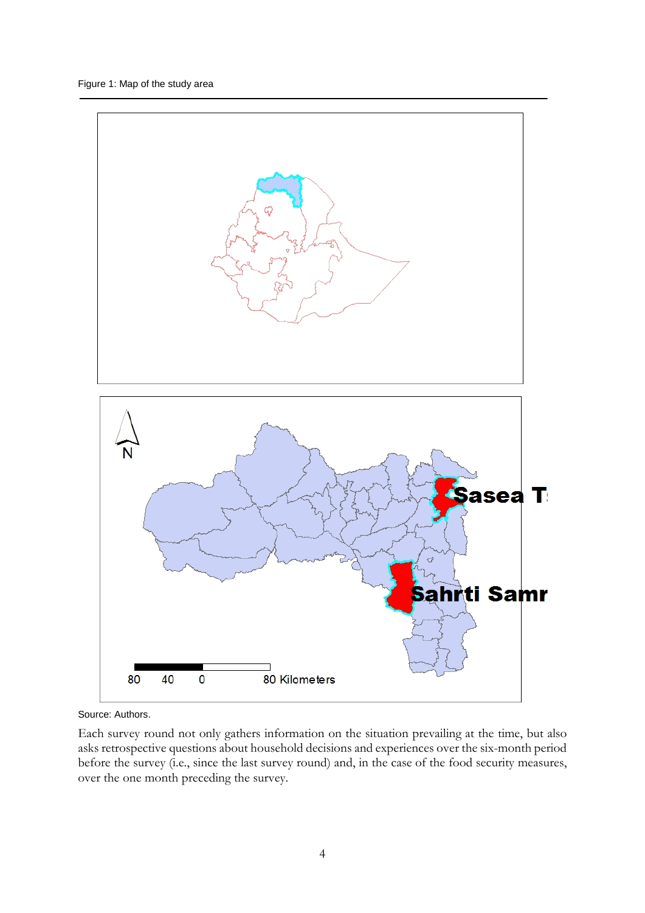Figure 1: Map of the study area

Source: Authors.

Each survey round not only gathers information on the situation prevailing at the time, but also asks retrospective questions about household decisions and experiences over the six-month period before the survey (i.e., since the last survey round) and, in the case of the food security measures, over the one month preceding the survey.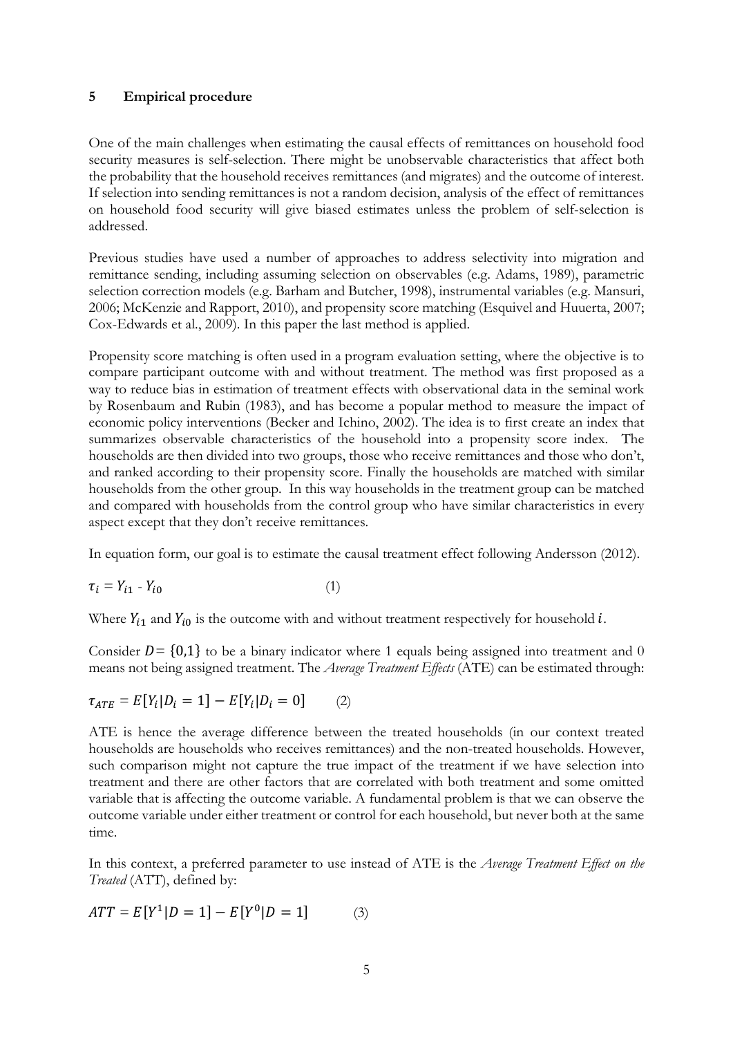## 5 Empirical procedure

One of the main challenges when estimating the causal effects of remittances on household food security measures is self-selection. There might be unobservable characteristics that affect both the probability that the household receives remittances (and migrates) and the outcome of interest. If selection into sending remittances is not a random decision, analysis of the effect of remittances on household food security will give biased estimates unless the problem of self-selection is addressed.

Previous studies have used a number of approaches to address selectivity into migration and remittance sending, including assuming selection on observables (e.g. Adams, 1989), parametric selection correction models (e.g. Barham and Butcher, 1998), instrumental variables (e.g. Mansuri, 2006; McKenzie and Rapport, 2010), and propensity score matching (Esquivel and Huuerta, 2007; Cox-Edwards et al., 2009). In this paper the last method is applied.

Propensity score matching is often used in a program evaluation setting, where the objective is to compare participant outcome with and without treatment. The method was first proposed as a way to reduce bias in estimation of treatment effects with observational data in the seminal work by Rosenbaum and Rubin (1983), and has become a popular method to measure the impact of economic policy interventions (Becker and Ichino, 2002). The idea is to first create an index that summarizes observable characteristics of the household into a propensity score index. The households are then divided into two groups, those who receive remittances and those who don't, and ranked according to their propensity score. Finally the households are matched with similar households from the other group. In this way households in the treatment group can be matched and compared with households from the control group who have similar characteristics in every aspect except that they don't receive remittances.

In equation form, our goal is to estimate the causal treatment effect following Andersson (2012).

$$\tau_i = Y_{i1} - Y_{i0} \qquad (1)$$

Where $Y_{i1}$ and $Y_{i0}$ is the outcome with and without treatment respectively for household $i$.

Consider $D = \{0,1\}$ to be a binary indicator where 1 equals being assigned into treatment and 0 means not being assigned treatment. The *Average Treatment Effects* (ATE) can be estimated through:

$$\tau_{ATE} = E[Y_i|D_i = 1] - E[Y_i|D_i = 0] \qquad (2)$$

ATE is hence the average difference between the treated households (in our context treated households are households who receives remittances) and the non-treated households. However, such comparison might not capture the true impact of the treatment if we have selection into treatment and there are other factors that are correlated with both treatment and some omitted variable that is affecting the outcome variable. A fundamental problem is that we can observe the outcome variable under either treatment or control for each household, but never both at the same time.

In this context, a preferred parameter to use instead of ATE is the *Average Treatment Effect on the Treated* (ATT), defined by:

$$ATT = E[Y^1|D = 1] - E[Y^0|D = 1] \qquad (3)$$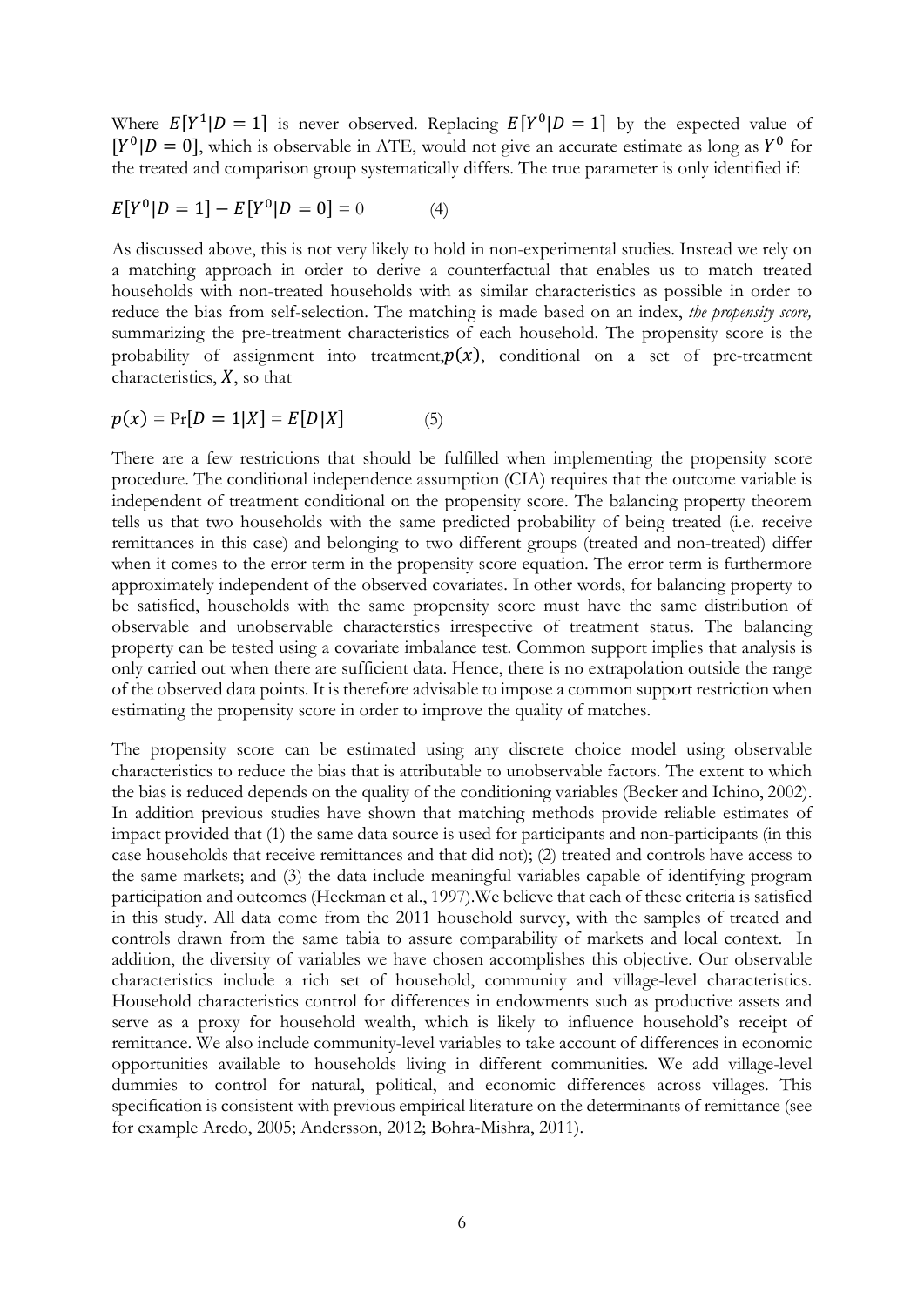Where $E[Y^1|D=1]$ is never observed. Replacing $E[Y^0|D=1]$ by the expected value of $[Y^0|D=0]$, which is observable in ATE, would not give an accurate estimate as long as $Y^0$ for the treated and comparison group systematically differs. The true parameter is only identified if:

$$E[Y^0|D=1] - E[Y^0|D=0] = 0 \qquad (4)$$

As discussed above, this is not very likely to hold in non-experimental studies. Instead we rely on a matching approach in order to derive a counterfactual that enables us to match treated households with non-treated households with as similar characteristics as possible in order to reduce the bias from self-selection. The matching is made based on an index, *the propensity score,* summarizing the pre-treatment characteristics of each household. The propensity score is the probability of assignment into treatment, $p(x)$, conditional on a set of pre-treatment characteristics, $X$, so that

$$p(x) = \Pr[D=1|X] = E[D|X] \qquad (5)$$

There are a few restrictions that should be fulfilled when implementing the propensity score procedure. The conditional independence assumption (CIA) requires that the outcome variable is independent of treatment conditional on the propensity score. The balancing property theorem tells us that two households with the same predicted probability of being treated (i.e. receive remittances in this case) and belonging to two different groups (treated and non-treated) differ when it comes to the error term in the propensity score equation. The error term is furthermore approximately independent of the observed covariates. In other words, for balancing property to be satisfied, households with the same propensity score must have the same distribution of observable and unobservable characterstics irrespective of treatment status. The balancing property can be tested using a covariate imbalance test. Common support implies that analysis is only carried out when there are sufficient data. Hence, there is no extrapolation outside the range of the observed data points. It is therefore advisable to impose a common support restriction when estimating the propensity score in order to improve the quality of matches.

The propensity score can be estimated using any discrete choice model using observable characteristics to reduce the bias that is attributable to unobservable factors. The extent to which the bias is reduced depends on the quality of the conditioning variables (Becker and Ichino, 2002). In addition previous studies have shown that matching methods provide reliable estimates of impact provided that (1) the same data source is used for participants and non-participants (in this case households that receive remittances and that did not); (2) treated and controls have access to the same markets; and (3) the data include meaningful variables capable of identifying program participation and outcomes (Heckman et al., 1997).We believe that each of these criteria is satisfied in this study. All data come from the 2011 household survey, with the samples of treated and controls drawn from the same tabia to assure comparability of markets and local context. In addition, the diversity of variables we have chosen accomplishes this objective. Our observable characteristics include a rich set of household, community and village-level characteristics. Household characteristics control for differences in endowments such as productive assets and serve as a proxy for household wealth, which is likely to influence household's receipt of remittance. We also include community-level variables to take account of differences in economic opportunities available to households living in different communities. We add village-level dummies to control for natural, political, and economic differences across villages. This specification is consistent with previous empirical literature on the determinants of remittance (see for example Aredo, 2005; Andersson, 2012; Bohra-Mishra, 2011).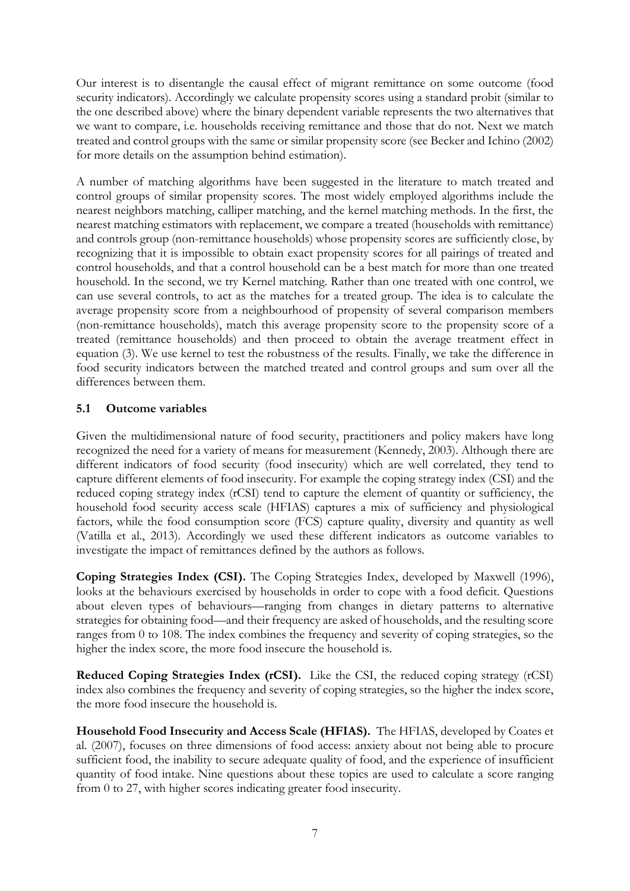Our interest is to disentangle the causal effect of migrant remittance on some outcome (food security indicators). Accordingly we calculate propensity scores using a standard probit (similar to the one described above) where the binary dependent variable represents the two alternatives that we want to compare, i.e. households receiving remittance and those that do not. Next we match treated and control groups with the same or similar propensity score (see Becker and Ichino (2002) for more details on the assumption behind estimation).

A number of matching algorithms have been suggested in the literature to match treated and control groups of similar propensity scores. The most widely employed algorithms include the nearest neighbors matching, calliper matching, and the kernel matching methods. In the first, the nearest matching estimators with replacement, we compare a treated (households with remittance) and controls group (non-remittance households) whose propensity scores are sufficiently close, by recognizing that it is impossible to obtain exact propensity scores for all pairings of treated and control households, and that a control household can be a best match for more than one treated household. In the second, we try Kernel matching. Rather than one treated with one control, we can use several controls, to act as the matches for a treated group. The idea is to calculate the average propensity score from a neighbourhood of propensity of several comparison members (non-remittance households), match this average propensity score to the propensity score of a treated (remittance households) and then proceed to obtain the average treatment effect in equation (3). We use kernel to test the robustness of the results. Finally, we take the difference in food security indicators between the matched treated and control groups and sum over all the differences between them.

### 5.1 Outcome variables

Given the multidimensional nature of food security, practitioners and policy makers have long recognized the need for a variety of means for measurement (Kennedy, 2003). Although there are different indicators of food security (food insecurity) which are well correlated, they tend to capture different elements of food insecurity. For example the coping strategy index (CSI) and the reduced coping strategy index (rCSI) tend to capture the element of quantity or sufficiency, the household food security access scale (HFIAS) captures a mix of sufficiency and physiological factors, while the food consumption score (FCS) capture quality, diversity and quantity as well (Vatilla et al., 2013). Accordingly we used these different indicators as outcome variables to investigate the impact of remittances defined by the authors as follows.

**Coping Strategies Index (CSI).** The Coping Strategies Index, developed by Maxwell (1996), looks at the behaviours exercised by households in order to cope with a food deficit. Questions about eleven types of behaviours—ranging from changes in dietary patterns to alternative strategies for obtaining food—and their frequency are asked of households, and the resulting score ranges from 0 to 108. The index combines the frequency and severity of coping strategies, so the higher the index score, the more food insecure the household is.

**Reduced Coping Strategies Index (rCSI).** Like the CSI, the reduced coping strategy (rCSI) index also combines the frequency and severity of coping strategies, so the higher the index score, the more food insecure the household is.

**Household Food Insecurity and Access Scale (HFIAS).** The HFIAS, developed by Coates et al. (2007), focuses on three dimensions of food access: anxiety about not being able to procure sufficient food, the inability to secure adequate quality of food, and the experience of insufficient quantity of food intake. Nine questions about these topics are used to calculate a score ranging from 0 to 27, with higher scores indicating greater food insecurity.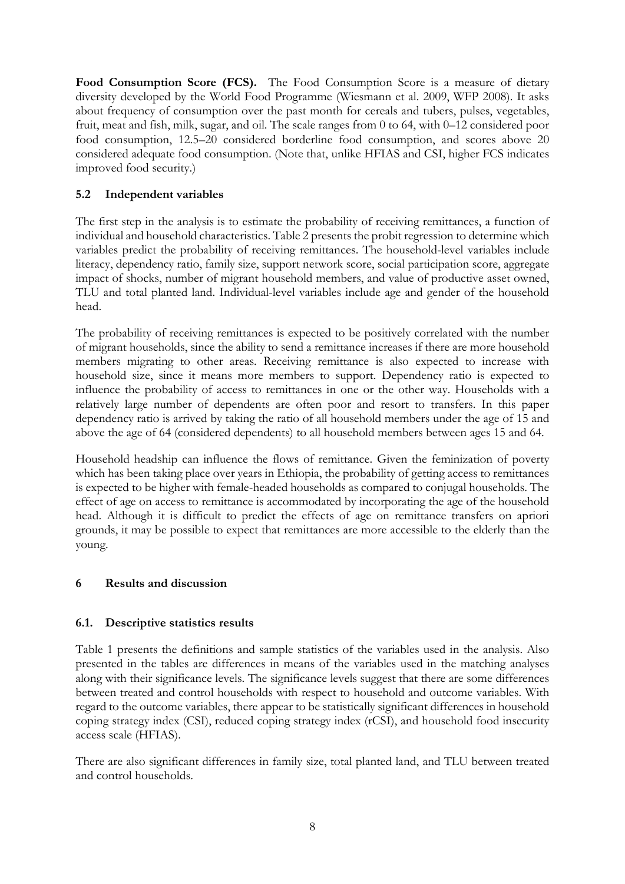**Food Consumption Score (FCS).** The Food Consumption Score is a measure of dietary diversity developed by the World Food Programme (Wiesmann et al. 2009, WFP 2008). It asks about frequency of consumption over the past month for cereals and tubers, pulses, vegetables, fruit, meat and fish, milk, sugar, and oil. The scale ranges from 0 to 64, with 0–12 considered poor food consumption, 12.5–20 considered borderline food consumption, and scores above 20 considered adequate food consumption. (Note that, unlike HFIAS and CSI, higher FCS indicates improved food security.)

### 5.2 Independent variables

The first step in the analysis is to estimate the probability of receiving remittances, a function of individual and household characteristics. Table 2 presents the probit regression to determine which variables predict the probability of receiving remittances. The household-level variables include literacy, dependency ratio, family size, support network score, social participation score, aggregate impact of shocks, number of migrant household members, and value of productive asset owned, TLU and total planted land. Individual-level variables include age and gender of the household head.

The probability of receiving remittances is expected to be positively correlated with the number of migrant households, since the ability to send a remittance increases if there are more household members migrating to other areas. Receiving remittance is also expected to increase with household size, since it means more members to support. Dependency ratio is expected to influence the probability of access to remittances in one or the other way. Households with a relatively large number of dependents are often poor and resort to transfers. In this paper dependency ratio is arrived by taking the ratio of all household members under the age of 15 and above the age of 64 (considered dependents) to all household members between ages 15 and 64.

Household headship can influence the flows of remittance. Given the feminization of poverty which has been taking place over years in Ethiopia, the probability of getting access to remittances is expected to be higher with female-headed households as compared to conjugal households. The effect of age on access to remittance is accommodated by incorporating the age of the household head. Although it is difficult to predict the effects of age on remittance transfers on apriori grounds, it may be possible to expect that remittances are more accessible to the elderly than the young.

## 6 Results and discussion

### 6.1. Descriptive statistics results

Table 1 presents the definitions and sample statistics of the variables used in the analysis. Also presented in the tables are differences in means of the variables used in the matching analyses along with their significance levels. The significance levels suggest that there are some differences between treated and control households with respect to household and outcome variables. With regard to the outcome variables, there appear to be statistically significant differences in household coping strategy index (CSI), reduced coping strategy index (rCSI), and household food insecurity access scale (HFIAS).

There are also significant differences in family size, total planted land, and TLU between treated and control households.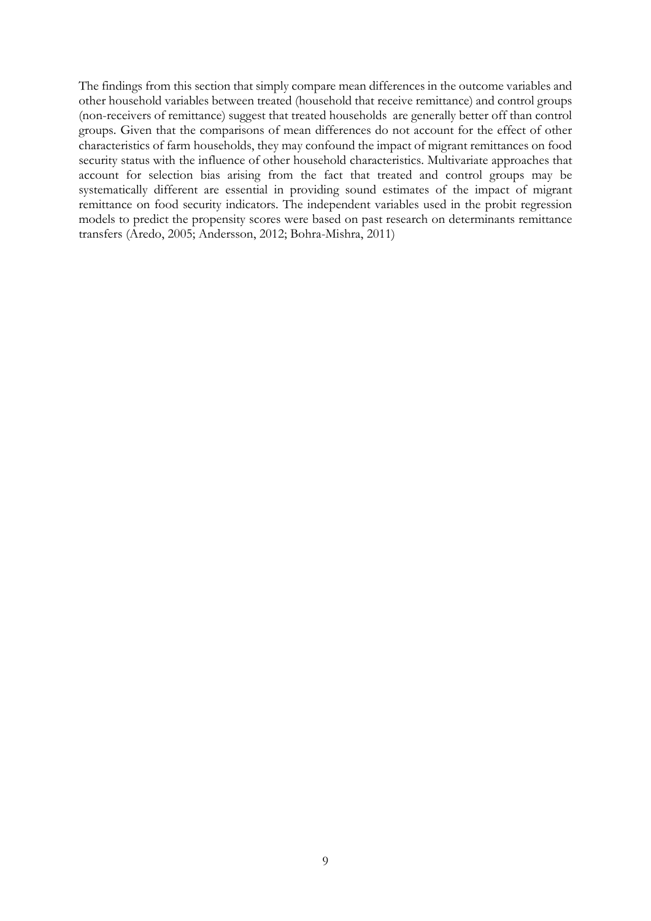The findings from this section that simply compare mean differences in the outcome variables and other household variables between treated (household that receive remittance) and control groups (non-receivers of remittance) suggest that treated households are generally better off than control groups. Given that the comparisons of mean differences do not account for the effect of other characteristics of farm households, they may confound the impact of migrant remittances on food security status with the influence of other household characteristics. Multivariate approaches that account for selection bias arising from the fact that treated and control groups may be systematically different are essential in providing sound estimates of the impact of migrant remittance on food security indicators. The independent variables used in the probit regression models to predict the propensity scores were based on past research on determinants remittance transfers (Aredo, 2005; Andersson, 2012; Bohra-Mishra, 2011)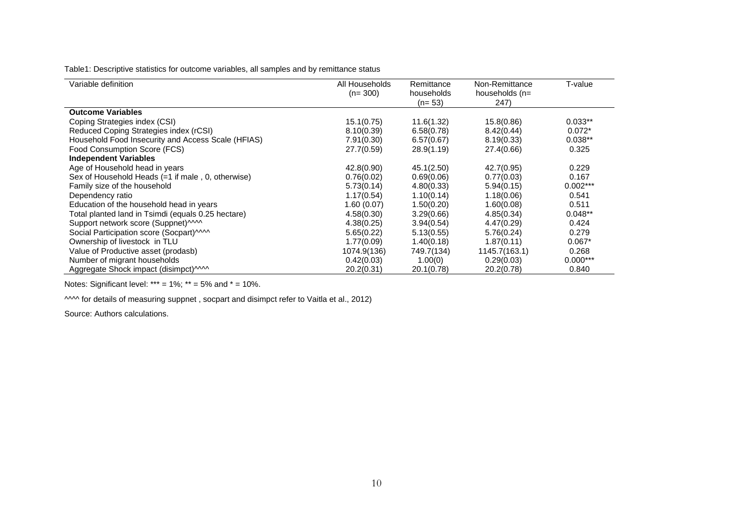Table1: Descriptive statistics for outcome variables, all samples and by remittance status

| Variable definition | All Households (n= 300) | Remittance households (n= 53) | Non-Remittance households (n= 247) | T-value |
|---|---|---|---|---|
| **Outcome Variables** | | | | |
| Coping Strategies index (CSI) | 15.1(0.75) | 11.6(1.32) | 15.8(0.86) | 0.033** |
| Reduced Coping Strategies index (rCSI) | 8.10(0.39) | 6.58(0.78) | 8.42(0.44) | 0.072* |
| Household Food Insecurity and Access Scale (HFIAS) | 7.91(0.30) | 6.57(0.67) | 8.19(0.33) | 0.038** |
| Food Consumption Score (FCS) | 27.7(0.59) | 28.9(1.19) | 27.4(0.66) | 0.325 |
| **Independent Variables** | | | | |
| Age of Household head in years | 42.8(0.90) | 45.1(2.50) | 42.7(0.95) | 0.229 |
| Sex of Household Heads (=1 if male , 0, otherwise) | 0.76(0.02) | 0.69(0.06) | 0.77(0.03) | 0.167 |
| Family size of the household | 5.73(0.14) | 4.80(0.33) | 5.94(0.15) | 0.002*** |
| Dependency ratio | 1.17(0.54) | 1.10(0.14) | 1.18(0.06) | 0.541 |
| Education of the household head in years | 1.60 (0.07) | 1.50(0.20) | 1.60(0.08) | 0.511 |
| Total planted land in Tsimdi (equals 0.25 hectare) | 4.58(0.30) | 3.29(0.66) | 4.85(0.34) | 0.048** |
| Support network score (Suppnet)^^^^ | 4.38(0.25) | 3.94(0.54) | 4.47(0.29) | 0.424 |
| Social Participation score (Socpart)^^^^ | 5.65(0.22) | 5.13(0.55) | 5.76(0.24) | 0.279 |
| Ownership of livestock in TLU | 1.77(0.09) | 1.40(0.18) | 1.87(0.11) | 0.067* |
| Value of Productive asset (prodasb) | 1074.9(136) | 749.7(134) | 1145.7(163.1) | 0.268 |
| Number of migrant households | 0.42(0.03) | 1.00(0) | 0.29(0.03) | 0.000*** |
| Aggregate Shock impact (disimpct)^^^^ | 20.2(0.31) | 20.1(0.78) | 20.2(0.78) | 0.840 |

Notes: Significant level: *** = 1%; ** = 5% and * = 10%.

^^^^ for details of measuring suppnet , socpart and disimpct refer to Vaitla et al., 2012)

Source: Authors calculations.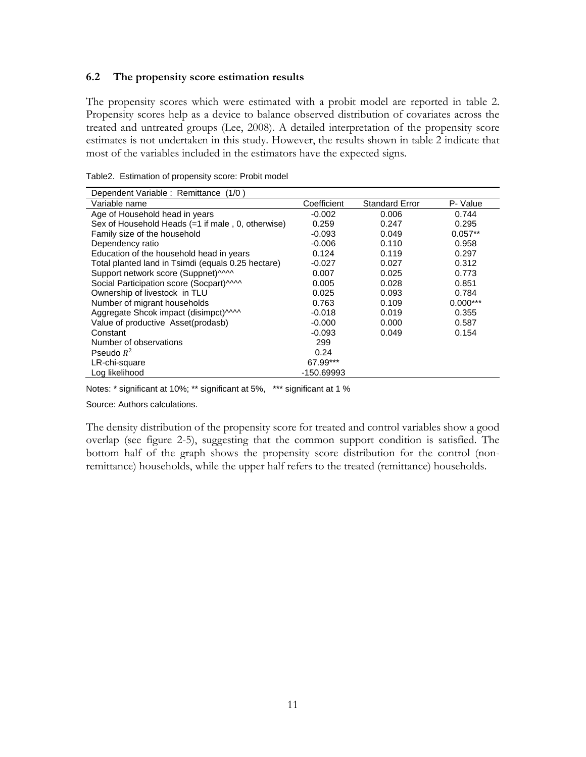### 6.2 The propensity score estimation results

The propensity scores which were estimated with a probit model are reported in table 2. Propensity scores help as a device to balance observed distribution of covariates across the treated and untreated groups (Lee, 2008). A detailed interpretation of the propensity score estimates is not undertaken in this study. However, the results shown in table 2 indicate that most of the variables included in the estimators have the expected signs.

Table2. Estimation of propensity score: Probit model

| Dependent Variable : Remittance (1/0 ) | | | |
|---|---|---|---|
| Variable name | Coefficient | Standard Error | P- Value |
| Age of Household head in years | -0.002 | 0.006 | 0.744 |
| Sex of Household Heads (=1 if male , 0, otherwise) | 0.259 | 0.247 | 0.295 |
| Family size of the household | -0.093 | 0.049 | 0.057** |
| Dependency ratio | -0.006 | 0.110 | 0.958 |
| Education of the household head in years | 0.124 | 0.119 | 0.297 |
| Total planted land in Tsimdi (equals 0.25 hectare) | -0.027 | 0.027 | 0.312 |
| Support network score (Suppnet)^^^^ | 0.007 | 0.025 | 0.773 |
| Social Participation score (Socpart)^^^^ | 0.005 | 0.028 | 0.851 |
| Ownership of livestock in TLU | 0.025 | 0.093 | 0.784 |
| Number of migrant households | 0.763 | 0.109 | 0.000*** |
| Aggregate Shcok impact (disimpct)^^^^ | -0.018 | 0.019 | 0.355 |
| Value of productive Asset(prodasb) | -0.000 | 0.000 | 0.587 |
| Constant | -0.093 | 0.049 | 0.154 |
| Number of observations | 299 | | |
| Pseudo $R^2$ | 0.24 | | |
| LR-chi-square | 67.99*** | | |
| Log likelihood | -150.69993 | | |

Notes: * significant at 10%; ** significant at 5%, *** significant at 1 %

Source: Authors calculations.

The density distribution of the propensity score for treated and control variables show a good overlap (see figure 2-5), suggesting that the common support condition is satisfied. The bottom half of the graph shows the propensity score distribution for the control (non-remittance) households, while the upper half refers to the treated (remittance) households.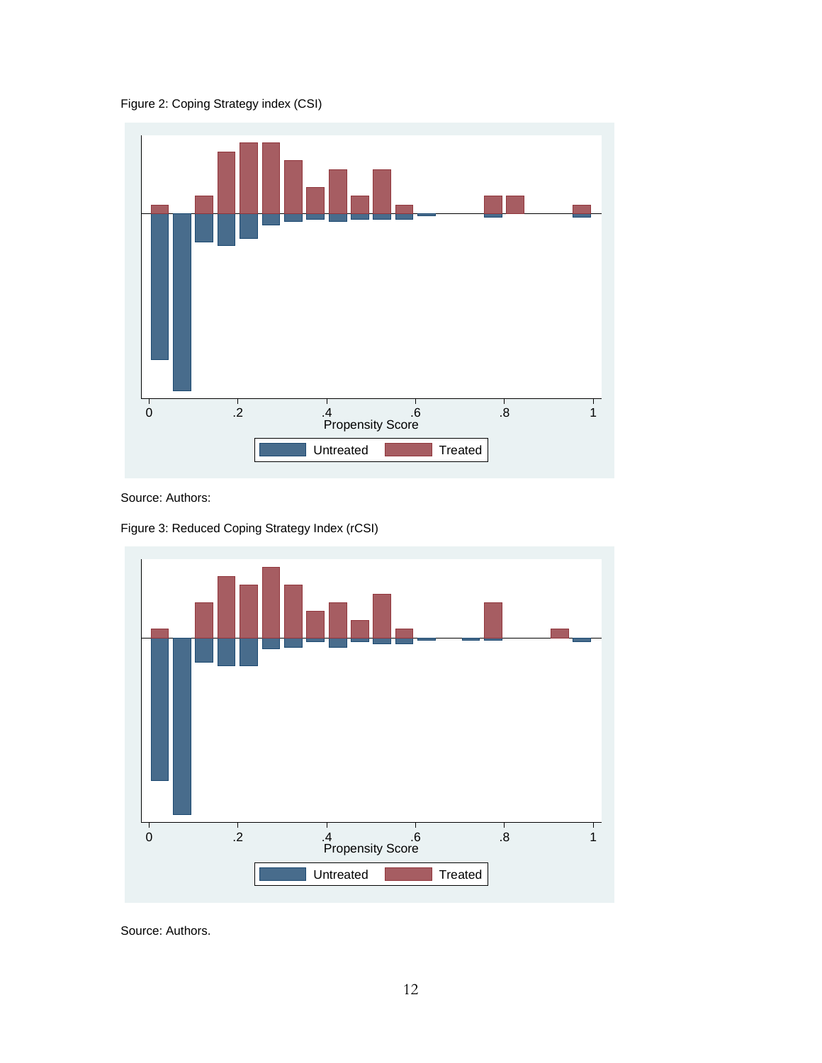Figure 2: Coping Strategy index (CSI)

Source: Authors:

Figure 3: Reduced Coping Strategy Index (rCSI)

Source: Authors.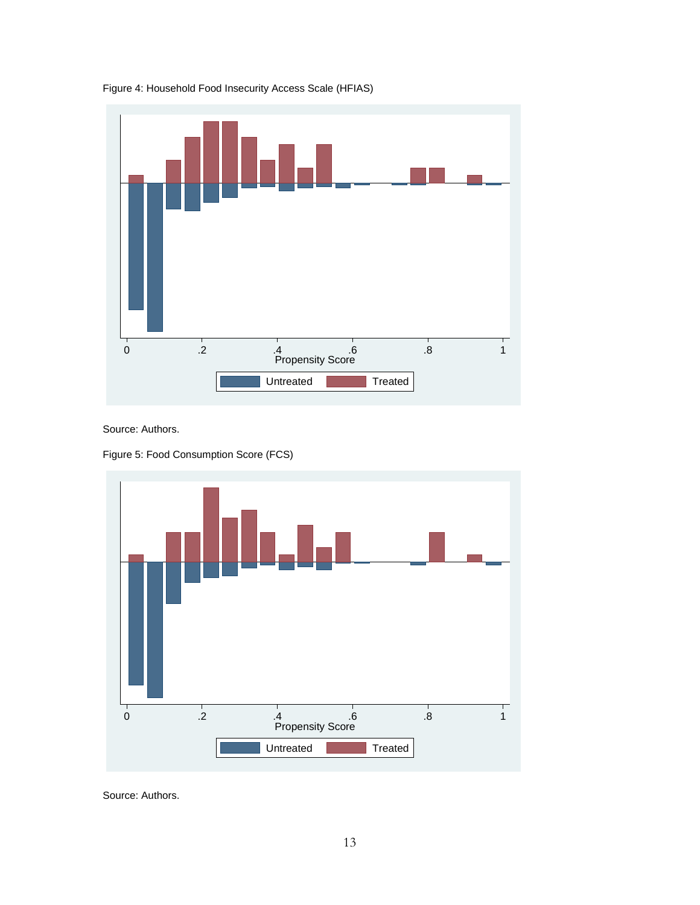Figure 4: Household Food Insecurity Access Scale (HFIAS)

Source: Authors.

Figure 5: Food Consumption Score (FCS)

Source: Authors.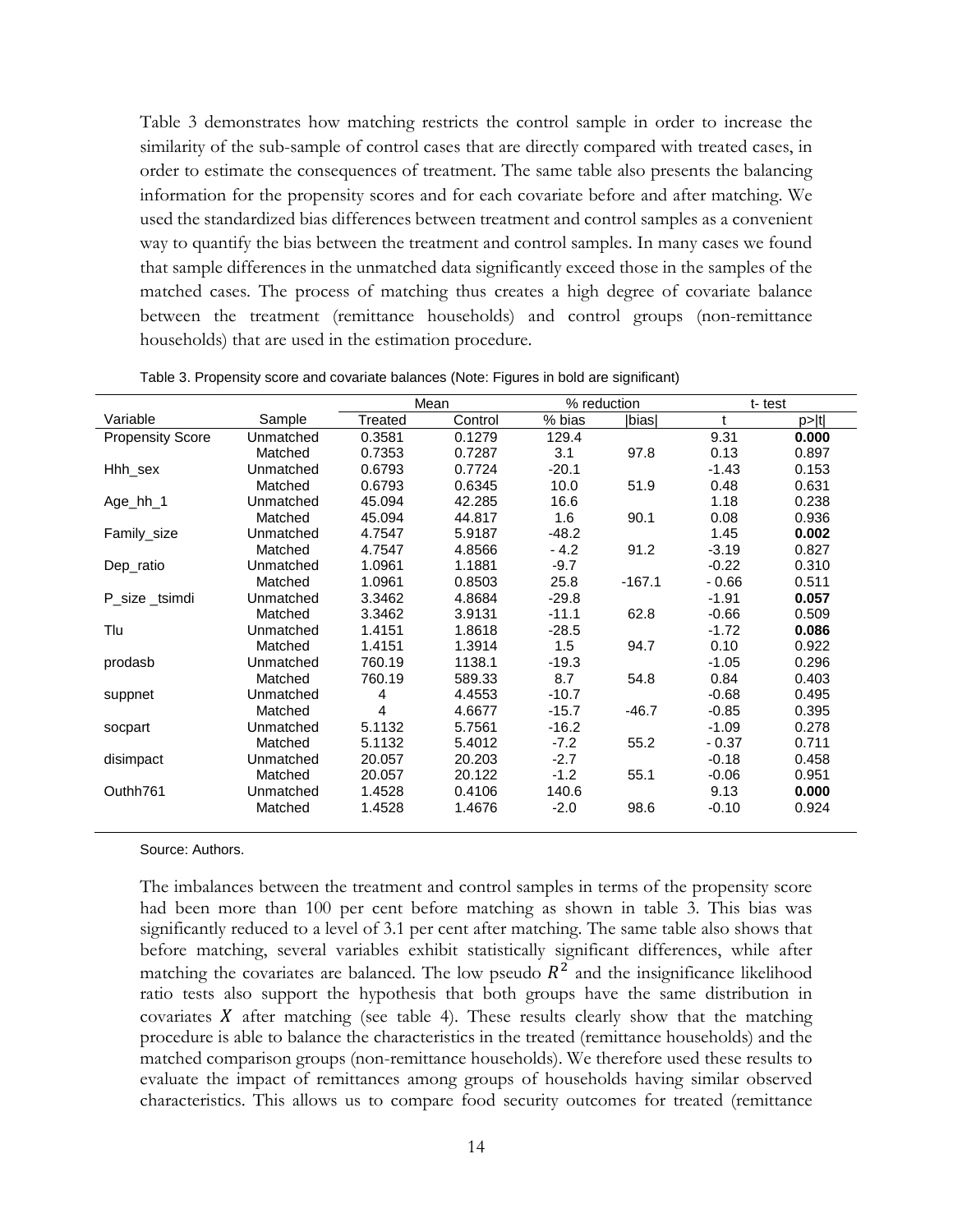Table 3 demonstrates how matching restricts the control sample in order to increase the similarity of the sub-sample of control cases that are directly compared with treated cases, in order to estimate the consequences of treatment. The same table also presents the balancing information for the propensity scores and for each covariate before and after matching. We used the standardized bias differences between treatment and control samples as a convenient way to quantify the bias between the treatment and control samples. In many cases we found that sample differences in the unmatched data significantly exceed those in the samples of the matched cases. The process of matching thus creates a high degree of covariate balance between the treatment (remittance households) and control groups (non-remittance households) that are used in the estimation procedure.

Table 3. Propensity score and covariate balances (Note: Figures in bold are significant)

| | | Mean | | % reduction | | t- test | |
|---|---|---|---|---|---|---|---|
| Variable | Sample | Treated | Control | % bias | \|bias\| | t | p>\|t\| |
| Propensity Score | Unmatched | 0.3581 | 0.1279 | 129.4 | | 9.31 | **0.000** |
| | Matched | 0.7353 | 0.7287 | 3.1 | 97.8 | 0.13 | 0.897 |
| Hhh_sex | Unmatched | 0.6793 | 0.7724 | -20.1 | | -1.43 | 0.153 |
| | Matched | 0.6793 | 0.6345 | 10.0 | 51.9 | 0.48 | 0.631 |
| Age_hh_1 | Unmatched | 45.094 | 42.285 | 16.6 | | 1.18 | 0.238 |
| | Matched | 45.094 | 44.817 | 1.6 | 90.1 | 0.08 | 0.936 |
| Family_size | Unmatched | 4.7547 | 5.9187 | -48.2 | | 1.45 | **0.002** |
| | Matched | 4.7547 | 4.8566 | - 4.2 | 91.2 | -3.19 | 0.827 |
| Dep_ratio | Unmatched | 1.0961 | 1.1881 | -9.7 | | -0.22 | 0.310 |
| | Matched | 1.0961 | 0.8503 | 25.8 | -167.1 | - 0.66 | 0.511 |
| P_size _tsimdi | Unmatched | 3.3462 | 4.8684 | -29.8 | | -1.91 | **0.057** |
| | Matched | 3.3462 | 3.9131 | -11.1 | 62.8 | -0.66 | 0.509 |
| Tlu | Unmatched | 1.4151 | 1.8618 | -28.5 | | -1.72 | **0.086** |
| | Matched | 1.4151 | 1.3914 | 1.5 | 94.7 | 0.10 | 0.922 |
| prodasb | Unmatched | 760.19 | 1138.1 | -19.3 | | -1.05 | 0.296 |
| | Matched | 760.19 | 589.33 | 8.7 | 54.8 | 0.84 | 0.403 |
| suppnet | Unmatched | 4 | 4.4553 | -10.7 | | -0.68 | 0.495 |
| | Matched | 4 | 4.6677 | -15.7 | -46.7 | -0.85 | 0.395 |
| socpart | Unmatched | 5.1132 | 5.7561 | -16.2 | | -1.09 | 0.278 |
| | Matched | 5.1132 | 5.4012 | -7.2 | 55.2 | - 0.37 | 0.711 |
| disimpact | Unmatched | 20.057 | 20.203 | -2.7 | | -0.18 | 0.458 |
| | Matched | 20.057 | 20.122 | -1.2 | 55.1 | -0.06 | 0.951 |
| Outhh761 | Unmatched | 1.4528 | 0.4106 | 140.6 | | 9.13 | **0.000** |
| | Matched | 1.4528 | 1.4676 | -2.0 | 98.6 | -0.10 | 0.924 |

Source: Authors.

The imbalances between the treatment and control samples in terms of the propensity score had been more than 100 per cent before matching as shown in table 3. This bias was significantly reduced to a level of 3.1 per cent after matching. The same table also shows that before matching, several variables exhibit statistically significant differences, while after matching the covariates are balanced. The low pseudo $R^2$ and the insignificance likelihood ratio tests also support the hypothesis that both groups have the same distribution in covariates $X$ after matching (see table 4). These results clearly show that the matching procedure is able to balance the characteristics in the treated (remittance households) and the matched comparison groups (non-remittance households). We therefore used these results to evaluate the impact of remittances among groups of households having similar observed characteristics. This allows us to compare food security outcomes for treated (remittance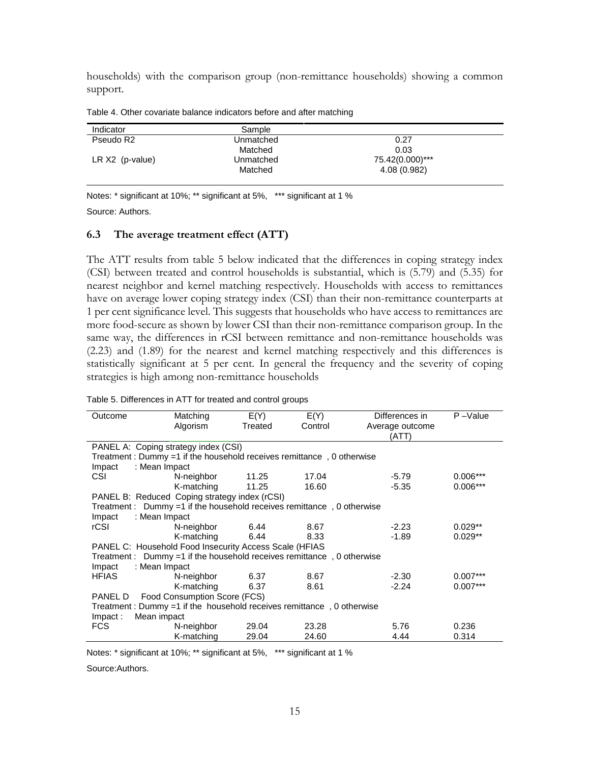households) with the comparison group (non-remittance households) showing a common support.

Table 4. Other covariate balance indicators before and after matching

| Indicator | Sample | |
|---|---|---|
| Pseudo R2 | Unmatched | 0.27 |
| | Matched | 0.03 |
| LR X2 (p-value) | Unmatched | 75.42(0.000)*** |
| | Matched | 4.08 (0.982) |

Notes: * significant at 10%; ** significant at 5%, *** significant at 1 %

Source: Authors.

### 6.3 The average treatment effect (ATT)

The ATT results from table 5 below indicated that the differences in coping strategy index (CSI) between treated and control households is substantial, which is (5.79) and (5.35) for nearest neighbor and kernel matching respectively. Households with access to remittances have on average lower coping strategy index (CSI) than their non-remittance counterparts at 1 per cent significance level. This suggests that households who have access to remittances are more food-secure as shown by lower CSI than their non-remittance comparison group. In the same way, the differences in rCSI between remittance and non-remittance households was (2.23) and (1.89) for the nearest and kernel matching respectively and this differences is statistically significant at 5 per cent. In general the frequency and the severity of coping strategies is high among non-remittance households

Table 5. Differences in ATT for treated and control groups

| Outcome | Matching Algorism | E(Y) Treated | E(Y) Control | Differences in Average outcome (ATT) | P –Value |
|---|---|---|---|---|---|
| PANEL A: Coping strategy index (CSI) | | | | | |
| Treatment : Dummy =1 if the household receives remittance , 0 otherwise | | | | | |
| Impact : Mean Impact | | | | | |
| CSI | N-neighbor | 11.25 | 17.04 | -5.79 | 0.006*** |
| | K-matching | 11.25 | 16.60 | -5.35 | 0.006*** |
| PANEL B: Reduced Coping strategy index (rCSI) | | | | | |
| Treatment : Dummy =1 if the household receives remittance , 0 otherwise | | | | | |
| Impact : Mean Impact | | | | | |
| rCSI | N-neighbor | 6.44 | 8.67 | -2.23 | 0.029** |
| | K-matching | 6.44 | 8.33 | -1.89 | 0.029** |
| PANEL C: Household Food Insecurity Access Scale (HFIAS | | | | | |
| Treatment : Dummy =1 if the household receives remittance , 0 otherwise | | | | | |
| Impact : Mean Impact | | | | | |
| HFIAS | N-neighbor | 6.37 | 8.67 | -2.30 | 0.007*** |
| | K-matching | 6.37 | 8.61 | -2.24 | 0.007*** |
| PANEL D Food Consumption Score (FCS) | | | | | |
| Treatment : Dummy =1 if the household receives remittance , 0 otherwise | | | | | |
| Impact : Mean impact | | | | | |
| FCS | N-neighbor | 29.04 | 23.28 | 5.76 | 0.236 |
| | K-matching | 29.04 | 24.60 | 4.44 | 0.314 |

Notes: * significant at 10%; ** significant at 5%, *** significant at 1 %

Source:Authors.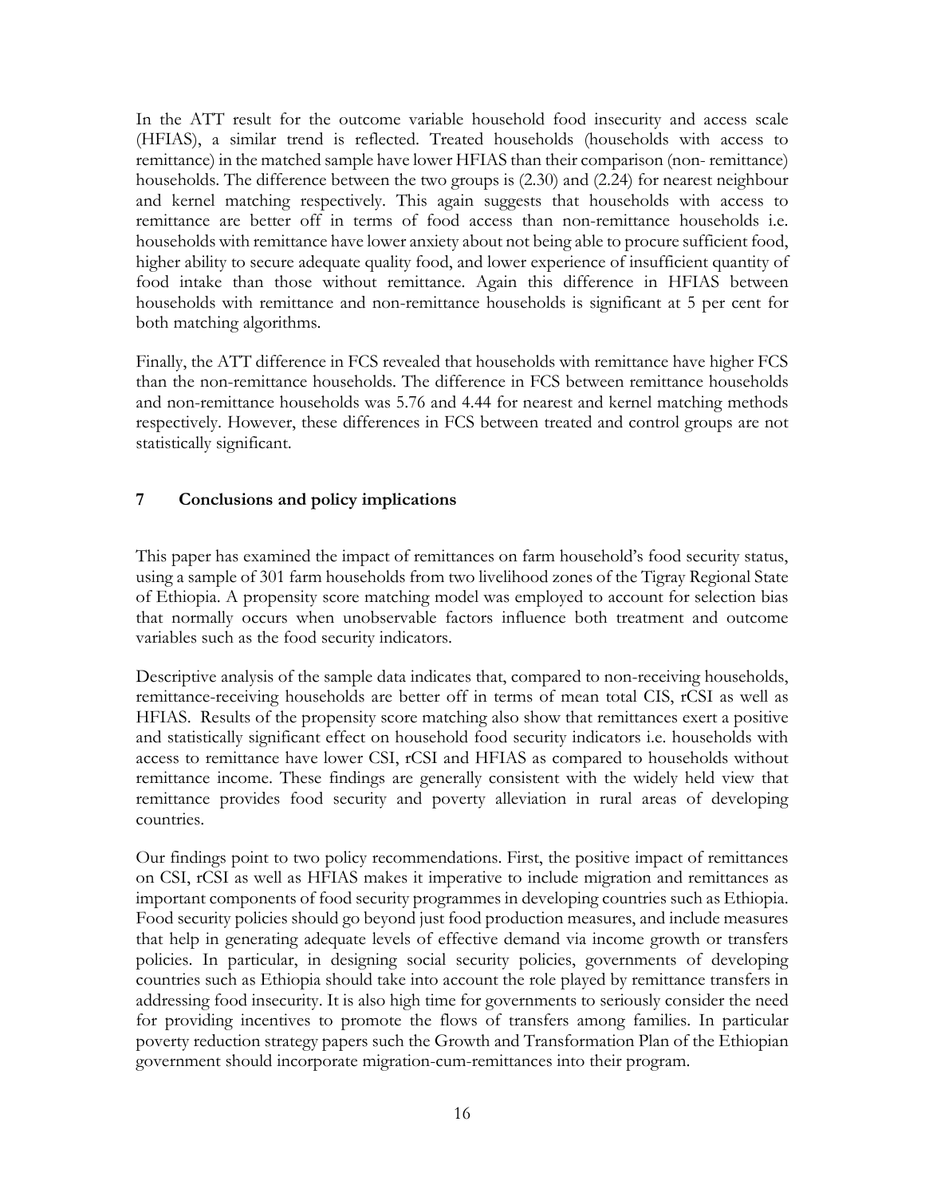In the ATT result for the outcome variable household food insecurity and access scale (HFIAS), a similar trend is reflected. Treated households (households with access to remittance) in the matched sample have lower HFIAS than their comparison (non- remittance) households. The difference between the two groups is (2.30) and (2.24) for nearest neighbour and kernel matching respectively. This again suggests that households with access to remittance are better off in terms of food access than non-remittance households i.e. households with remittance have lower anxiety about not being able to procure sufficient food, higher ability to secure adequate quality food, and lower experience of insufficient quantity of food intake than those without remittance. Again this difference in HFIAS between households with remittance and non-remittance households is significant at 5 per cent for both matching algorithms.

Finally, the ATT difference in FCS revealed that households with remittance have higher FCS than the non-remittance households. The difference in FCS between remittance households and non-remittance households was 5.76 and 4.44 for nearest and kernel matching methods respectively. However, these differences in FCS between treated and control groups are not statistically significant.

## 7 Conclusions and policy implications

This paper has examined the impact of remittances on farm household's food security status, using a sample of 301 farm households from two livelihood zones of the Tigray Regional State of Ethiopia. A propensity score matching model was employed to account for selection bias that normally occurs when unobservable factors influence both treatment and outcome variables such as the food security indicators.

Descriptive analysis of the sample data indicates that, compared to non-receiving households, remittance-receiving households are better off in terms of mean total CIS, rCSI as well as HFIAS. Results of the propensity score matching also show that remittances exert a positive and statistically significant effect on household food security indicators i.e. households with access to remittance have lower CSI, rCSI and HFIAS as compared to households without remittance income. These findings are generally consistent with the widely held view that remittance provides food security and poverty alleviation in rural areas of developing countries.

Our findings point to two policy recommendations. First, the positive impact of remittances on CSI, rCSI as well as HFIAS makes it imperative to include migration and remittances as important components of food security programmes in developing countries such as Ethiopia. Food security policies should go beyond just food production measures, and include measures that help in generating adequate levels of effective demand via income growth or transfers policies. In particular, in designing social security policies, governments of developing countries such as Ethiopia should take into account the role played by remittance transfers in addressing food insecurity. It is also high time for governments to seriously consider the need for providing incentives to promote the flows of transfers among families. In particular poverty reduction strategy papers such the Growth and Transformation Plan of the Ethiopian government should incorporate migration-cum-remittances into their program.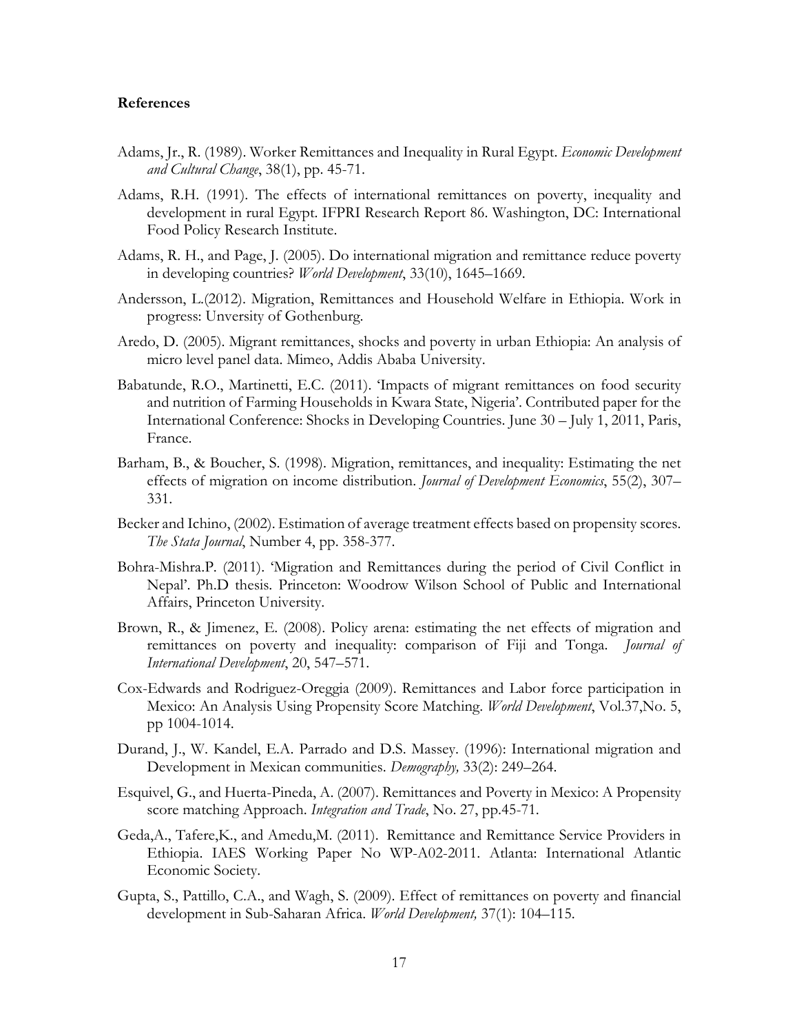**References**

Adams, Jr., R. (1989). Worker Remittances and Inequality in Rural Egypt. *Economic Development and Cultural Change*, 38(1), pp. 45-71.

Adams, R.H. (1991). The effects of international remittances on poverty, inequality and development in rural Egypt. IFPRI Research Report 86. Washington, DC: International Food Policy Research Institute.

Adams, R. H., and Page, J. (2005). Do international migration and remittance reduce poverty in developing countries? *World Development*, 33(10), 1645–1669.

Andersson, L.(2012). Migration, Remittances and Household Welfare in Ethiopia. Work in progress: Unversity of Gothenburg.

Aredo, D. (2005). Migrant remittances, shocks and poverty in urban Ethiopia: An analysis of micro level panel data. Mimeo, Addis Ababa University.

Babatunde, R.O., Martinetti, E.C. (2011). 'Impacts of migrant remittances on food security and nutrition of Farming Households in Kwara State, Nigeria'. Contributed paper for the International Conference: Shocks in Developing Countries. June 30 – July 1, 2011, Paris, France.

Barham, B., & Boucher, S. (1998). Migration, remittances, and inequality: Estimating the net effects of migration on income distribution. *Journal of Development Economics*, 55(2), 307–331.

Becker and Ichino, (2002). Estimation of average treatment effects based on propensity scores. *The Stata Journal*, Number 4, pp. 358-377.

Bohra-Mishra.P. (2011). 'Migration and Remittances during the period of Civil Conflict in Nepal'. Ph.D thesis. Princeton: Woodrow Wilson School of Public and International Affairs, Princeton University.

Brown, R., & Jimenez, E. (2008). Policy arena: estimating the net effects of migration and remittances on poverty and inequality: comparison of Fiji and Tonga. *Journal of International Development*, 20, 547–571.

Cox-Edwards and Rodriguez-Oreggia (2009). Remittances and Labor force participation in Mexico: An Analysis Using Propensity Score Matching. *World Development*, Vol.37,No. 5, pp 1004-1014.

Durand, J., W. Kandel, E.A. Parrado and D.S. Massey. (1996): International migration and Development in Mexican communities. *Demography,* 33(2): 249–264.

Esquivel, G., and Huerta-Pineda, A. (2007). Remittances and Poverty in Mexico: A Propensity score matching Approach. *Integration and Trade*, No. 27, pp.45-71.

Geda,A., Tafere,K., and Amedu,M. (2011). Remittance and Remittance Service Providers in Ethiopia. IAES Working Paper No WP-A02-2011. Atlanta: International Atlantic Economic Society.

Gupta, S., Pattillo, C.A., and Wagh, S. (2009). Effect of remittances on poverty and financial development in Sub-Saharan Africa. *World Development,* 37(1): 104–115.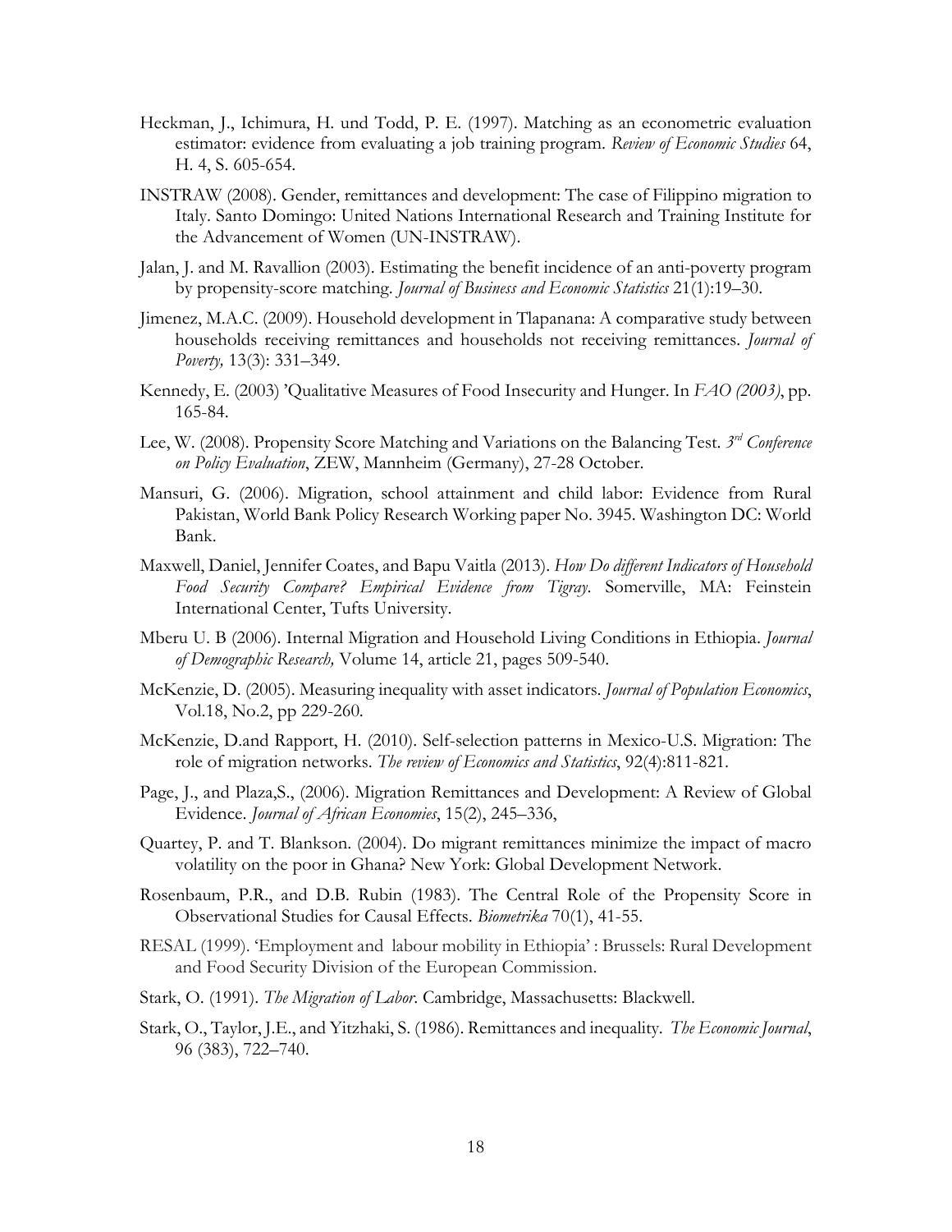Heckman, J., Ichimura, H. und Todd, P. E. (1997). Matching as an econometric evaluation estimator: evidence from evaluating a job training program. *Review of Economic Studies* 64, H. 4, S. 605-654.

INSTRAW (2008). Gender, remittances and development: The case of Filippino migration to Italy. Santo Domingo: United Nations International Research and Training Institute for the Advancement of Women (UN-INSTRAW).

Jalan, J. and M. Ravallion (2003). Estimating the benefit incidence of an anti-poverty program by propensity-score matching. *Journal of Business and Economic Statistics* 21(1):19–30.

Jimenez, M.A.C. (2009). Household development in Tlapanana: A comparative study between households receiving remittances and households not receiving remittances. *Journal of Poverty,* 13(3): 331–349.

Kennedy, E. (2003) 'Qualitative Measures of Food Insecurity and Hunger. In *FAO (2003)*, pp. 165-84.

Lee, W. (2008). Propensity Score Matching and Variations on the Balancing Test. *3rd Conference on Policy Evaluation*, ZEW, Mannheim (Germany), 27-28 October.

Mansuri, G. (2006). Migration, school attainment and child labor: Evidence from Rural Pakistan, World Bank Policy Research Working paper No. 3945. Washington DC: World Bank.

Maxwell, Daniel, Jennifer Coates, and Bapu Vaitla (2013). *How Do different Indicators of Household Food Security Compare? Empirical Evidence from Tigray*. Somerville, MA: Feinstein International Center, Tufts University.

Mberu U. B (2006). Internal Migration and Household Living Conditions in Ethiopia. *Journal of Demographic Research,* Volume 14, article 21, pages 509-540.

McKenzie, D. (2005). Measuring inequality with asset indicators. *Journal of Population Economics*, Vol.18, No.2, pp 229-260.

McKenzie, D.and Rapport, H. (2010). Self-selection patterns in Mexico-U.S. Migration: The role of migration networks. *The review of Economics and Statistics*, 92(4):811-821.

Page, J., and Plaza,S., (2006). Migration Remittances and Development: A Review of Global Evidence. *Journal of African Economies*, 15(2), 245–336,

Quartey, P. and T. Blankson. (2004). Do migrant remittances minimize the impact of macro volatility on the poor in Ghana? New York: Global Development Network.

Rosenbaum, P.R., and D.B. Rubin (1983). The Central Role of the Propensity Score in Observational Studies for Causal Effects. *Biometrika* 70(1), 41-55.

RESAL (1999). 'Employment and labour mobility in Ethiopia' : Brussels: Rural Development and Food Security Division of the European Commission.

Stark, O. (1991). *The Migration of Labor*. Cambridge, Massachusetts: Blackwell.

Stark, O., Taylor, J.E., and Yitzhaki, S. (1986). Remittances and inequality. *The Economic Journal*, 96 (383), 722–740.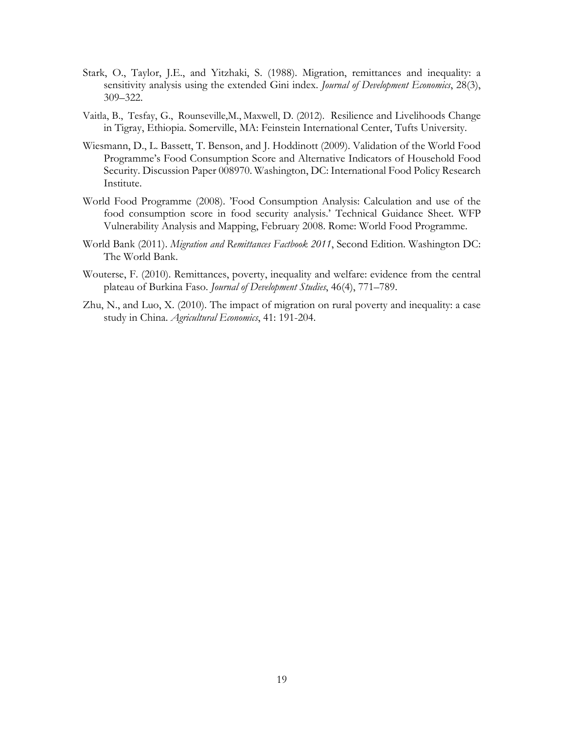Stark, O., Taylor, J.E., and Yitzhaki, S. (1988). Migration, remittances and inequality: a sensitivity analysis using the extended Gini index. *Journal of Development Economics*, 28(3), 309–322.

Vaitla, B., Tesfay, G., Rounseville,M., Maxwell, D. (2012). Resilience and Livelihoods Change in Tigray, Ethiopia. Somerville, MA: Feinstein International Center, Tufts University.

Wiesmann, D., L. Bassett, T. Benson, and J. Hoddinott (2009). Validation of the World Food Programme's Food Consumption Score and Alternative Indicators of Household Food Security. Discussion Paper 008970. Washington, DC: International Food Policy Research Institute.

World Food Programme (2008). 'Food Consumption Analysis: Calculation and use of the food consumption score in food security analysis.' Technical Guidance Sheet. WFP Vulnerability Analysis and Mapping, February 2008. Rome: World Food Programme.

World Bank (2011). *Migration and Remittances Factbook 2011*, Second Edition. Washington DC: The World Bank.

Wouterse, F. (2010). Remittances, poverty, inequality and welfare: evidence from the central plateau of Burkina Faso. *Journal of Development Studies*, 46(4), 771–789.

Zhu, N., and Luo, X. (2010). The impact of migration on rural poverty and inequality: a case study in China. *Agricultural Economics*, 41: 191-204.